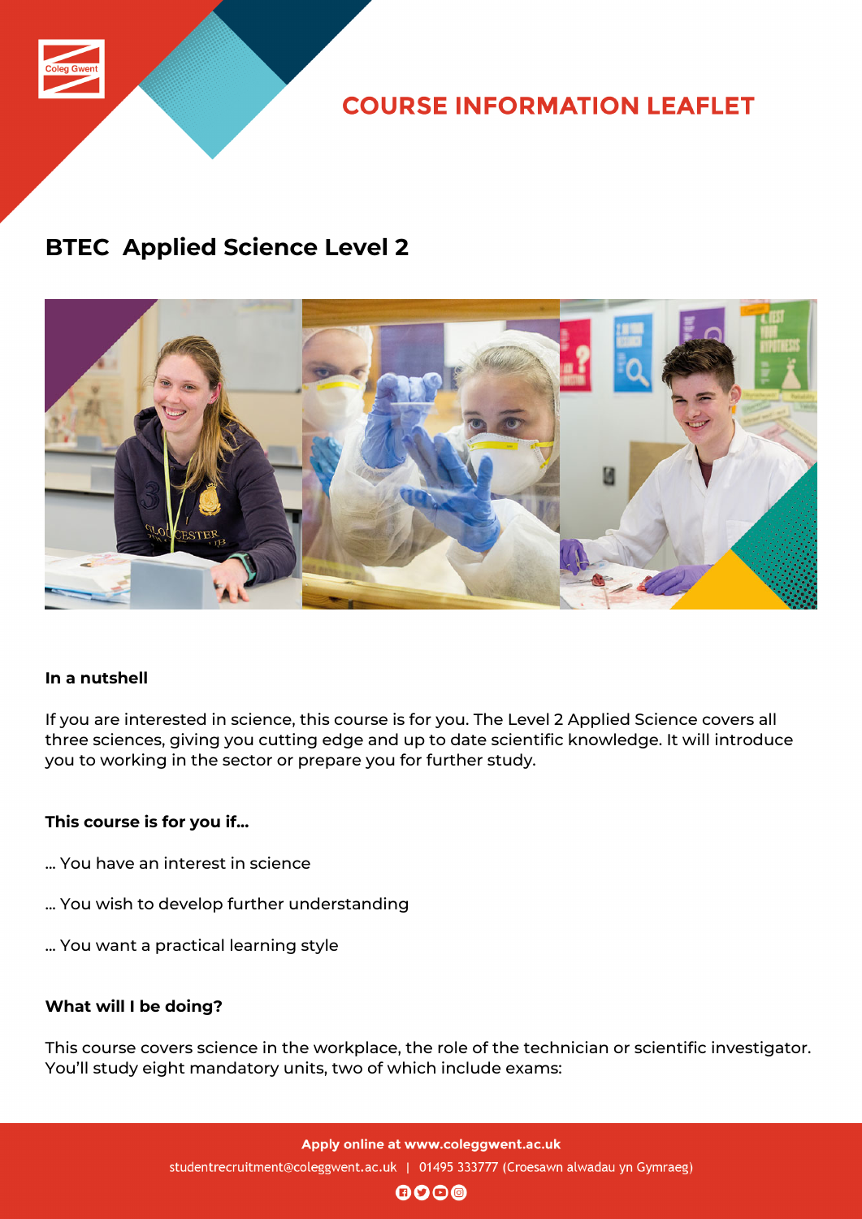# COURSE INFORMATION LEAFLET

## BTEC Applied Science Level 2

**In a nutshell**

If you are interested in science, this course is for you. The Level 2 Applied Science covers all three sciences, giving you cutting edge and up to date scientific knowledge. It will introduce you to working in the sector or prepare you for further study.

**This course is for you if...**

... You have an interest in science

... You wish to develop further understanding

... You want a practical learning style

**What will I be doing?**

This course covers science in the workplace, the role of the technician or scientific investigator. You'll study eight mandatory units, two of which include exams:

**Apply online at www.coleggwent.ac.uk**

studentrecruitment@coleggwent.ac.uk | 01495 333777 (Croesawn alwadau yn Gymraeg)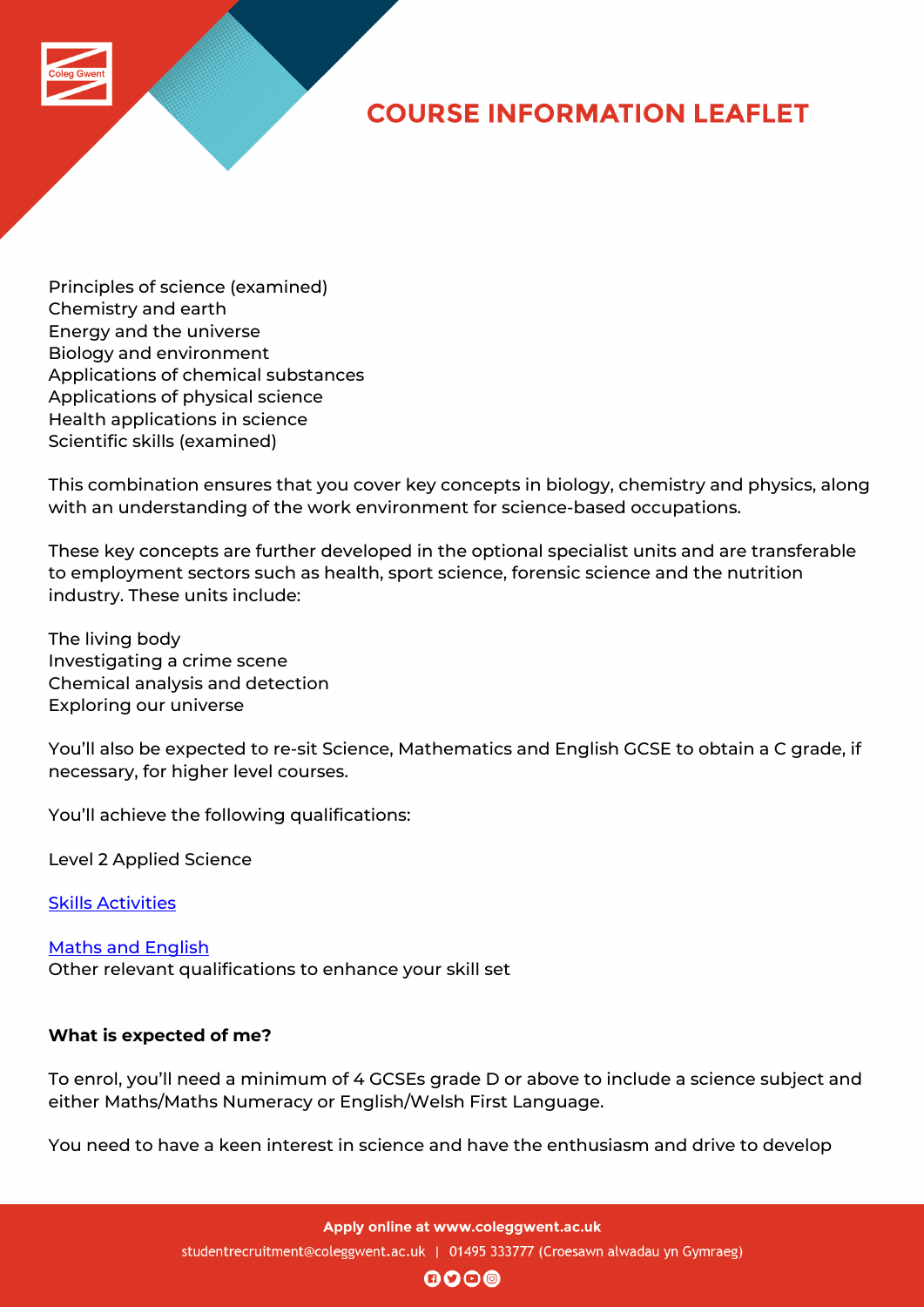Principles of science (examined)
Chemistry and earth
Energy and the universe
Biology and environment
Applications of chemical substances
Applications of physical science
Health applications in science
Scientific skills (examined)

This combination ensures that you cover key concepts in biology, chemistry and physics, along with an understanding of the work environment for science-based occupations.

These key concepts are further developed in the optional specialist units and are transferable to employment sectors such as health, sport science, forensic science and the nutrition industry. These units include:

The living body
Investigating a crime scene
Chemical analysis and detection
Exploring our universe

You'll also be expected to re-sit Science, Mathematics and English GCSE to obtain a C grade, if necessary, for higher level courses.

You'll achieve the following qualifications:

Level 2 Applied Science

Skills Activities

Maths and English
Other relevant qualifications to enhance your skill set

**What is expected of me?**

To enrol, you'll need a minimum of 4 GCSEs grade D or above to include a science subject and either Maths/Maths Numeracy or English/Welsh First Language.

You need to have a keen interest in science and have the enthusiasm and drive to develop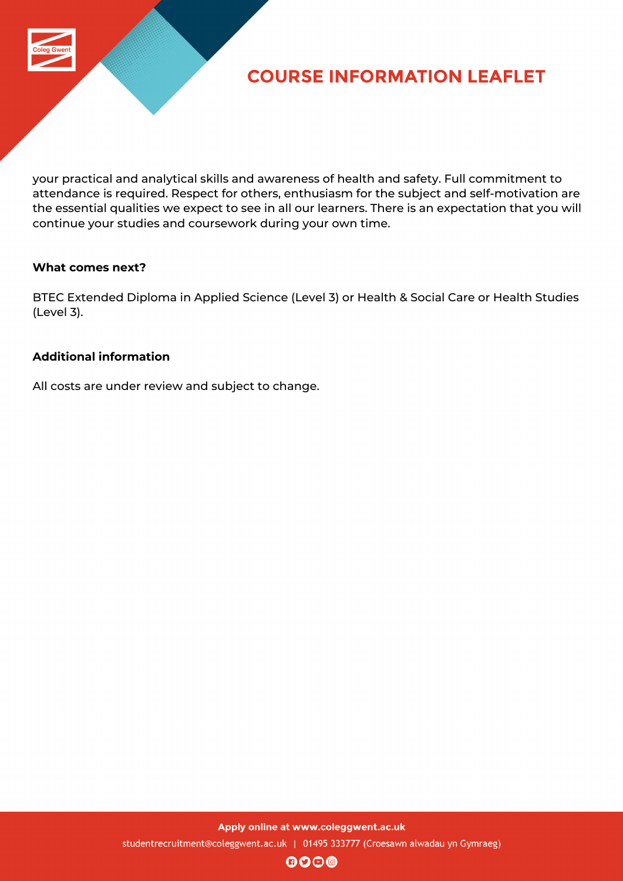your practical and analytical skills and awareness of health and safety. Full commitment to attendance is required. Respect for others, enthusiasm for the subject and self-motivation are the essential qualities we expect to see in all our learners. There is an expectation that you will continue your studies and coursework during your own time.

**What comes next?**

BTEC Extended Diploma in Applied Science (Level 3) or Health & Social Care or Health Studies (Level 3).

**Additional information**

All costs are under review and subject to change.